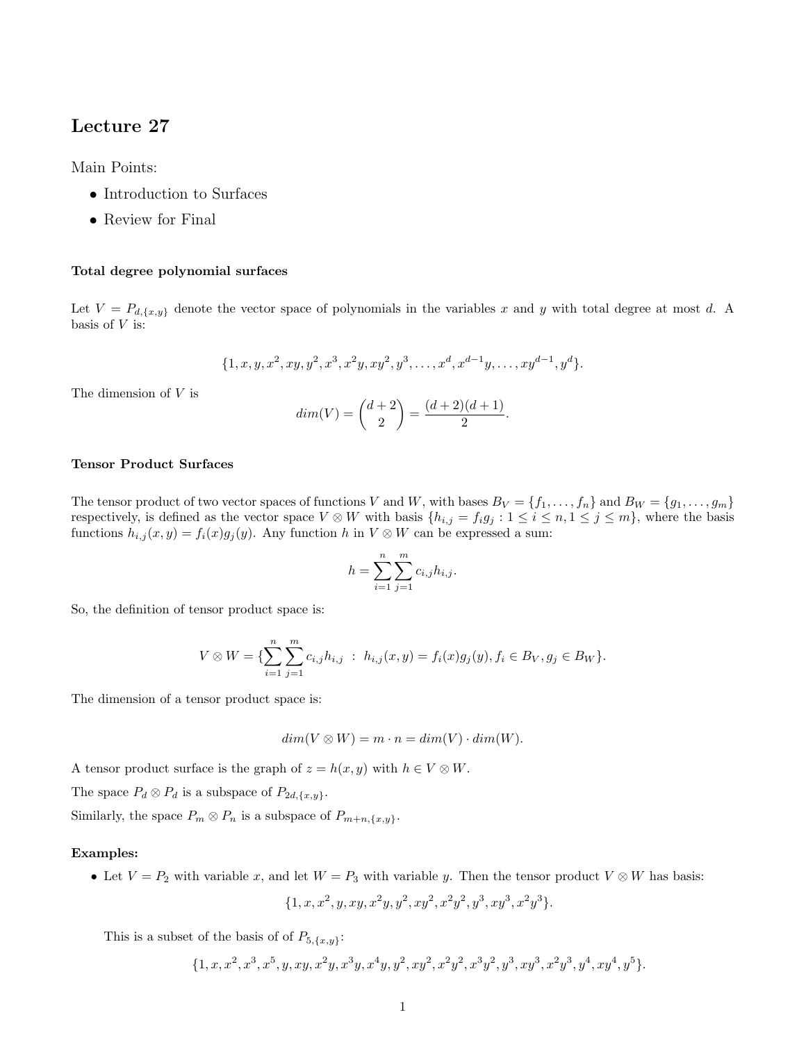# Lecture 27

Main Points:

- Introduction to Surfaces
- Review for Final

### Total degree polynomial surfaces

Let $V = P_{d,\{x,y\}}$ denote the vector space of polynomials in the variables $x$ and $y$ with total degree at most $d$. A basis of $V$ is:

$$\{1, x, y, x^2, xy, y^2, x^3, x^2y, xy^2, y^3, \ldots, x^d, x^{d-1}y, \ldots, xy^{d-1}, y^d\}.$$

The dimension of $V$ is

$$dim(V) = \binom{d+2}{2} = \frac{(d+2)(d+1)}{2}.$$

### Tensor Product Surfaces

The tensor product of two vector spaces of functions $V$ and $W$, with bases $B_V = \{f_1, \ldots, f_n\}$ and $B_W = \{g_1, \ldots, g_m\}$ respectively, is defined as the vector space $V \otimes W$ with basis $\{h_{i,j} = f_i g_j : 1 \leq i \leq n, 1 \leq j \leq m\}$, where the basis functions $h_{i,j}(x, y) = f_i(x)g_j(y)$. Any function $h$ in $V \otimes W$ can be expressed a sum:

$$h = \sum_{i=1}^{n} \sum_{j=1}^{m} c_{i,j} h_{i,j}.$$

So, the definition of tensor product space is:

$$V \otimes W = \{\sum_{i=1}^{n} \sum_{j=1}^{m} c_{i,j} h_{i,j} \ : \ h_{i,j}(x, y) = f_i(x)g_j(y), f_i \in B_V, g_j \in B_W\}.$$

The dimension of a tensor product space is:

$$dim(V \otimes W) = m \cdot n = dim(V) \cdot dim(W).$$

A tensor product surface is the graph of $z = h(x, y)$ with $h \in V \otimes W$.

The space $P_d \otimes P_d$ is a subspace of $P_{2d,\{x,y\}}$.

Similarly, the space $P_m \otimes P_n$ is a subspace of $P_{m+n,\{x,y\}}$.

### Examples:

- Let $V = P_2$ with variable $x$, and let $W = P_3$ with variable $y$. Then the tensor product $V \otimes W$ has basis:

$$\{1, x, x^2, y, xy, x^2y, y^2, xy^2, x^2y^2, y^3, xy^3, x^2y^3\}.$$

  This is a subset of the basis of of $P_{5,\{x,y\}}$:

$$\{1, x, x^2, x^3, x^5, y, xy, x^2y, x^3y, x^4y, y^2, xy^2, x^2y^2, x^3y^2, y^3, xy^3, x^2y^3, y^4, xy^4, y^5\}.$$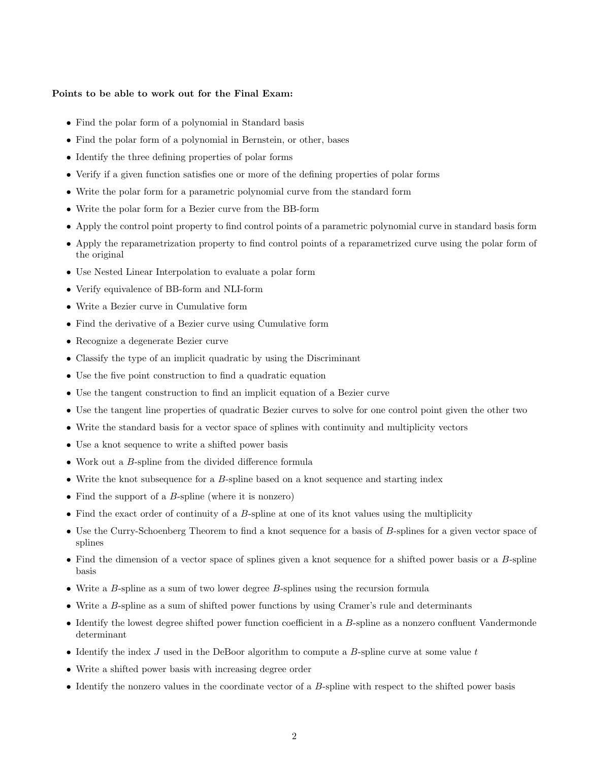**Points to be able to work out for the Final Exam:**

- Find the polar form of a polynomial in Standard basis
- Find the polar form of a polynomial in Bernstein, or other, bases
- Identify the three defining properties of polar forms
- Verify if a given function satisfies one or more of the defining properties of polar forms
- Write the polar form for a parametric polynomial curve from the standard form
- Write the polar form for a Bezier curve from the BB-form
- Apply the control point property to find control points of a parametric polynomial curve in standard basis form
- Apply the reparametrization property to find control points of a reparametrized curve using the polar form of the original
- Use Nested Linear Interpolation to evaluate a polar form
- Verify equivalence of BB-form and NLI-form
- Write a Bezier curve in Cumulative form
- Find the derivative of a Bezier curve using Cumulative form
- Recognize a degenerate Bezier curve
- Classify the type of an implicit quadratic by using the Discriminant
- Use the five point construction to find a quadratic equation
- Use the tangent construction to find an implicit equation of a Bezier curve
- Use the tangent line properties of quadratic Bezier curves to solve for one control point given the other two
- Write the standard basis for a vector space of splines with continuity and multiplicity vectors
- Use a knot sequence to write a shifted power basis
- Work out a $B$-spline from the divided difference formula
- Write the knot subsequence for a $B$-spline based on a knot sequence and starting index
- Find the support of a $B$-spline (where it is nonzero)
- Find the exact order of continuity of a $B$-spline at one of its knot values using the multiplicity
- Use the Curry-Schoenberg Theorem to find a knot sequence for a basis of $B$-splines for a given vector space of splines
- Find the dimension of a vector space of splines given a knot sequence for a shifted power basis or a $B$-spline basis
- Write a $B$-spline as a sum of two lower degree $B$-splines using the recursion formula
- Write a $B$-spline as a sum of shifted power functions by using Cramer's rule and determinants
- Identify the lowest degree shifted power function coefficient in a $B$-spline as a nonzero confluent Vandermonde determinant
- Identify the index $J$ used in the DeBoor algorithm to compute a $B$-spline curve at some value $t$
- Write a shifted power basis with increasing degree order
- Identify the nonzero values in the coordinate vector of a $B$-spline with respect to the shifted power basis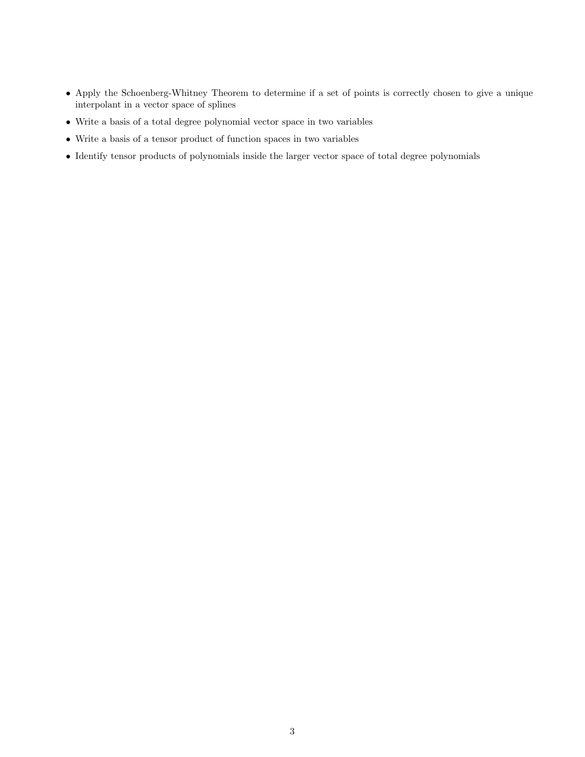- Apply the Schoenberg-Whitney Theorem to determine if a set of points is correctly chosen to give a unique interpolant in a vector space of splines
- Write a basis of a total degree polynomial vector space in two variables
- Write a basis of a tensor product of function spaces in two variables
- Identify tensor products of polynomials inside the larger vector space of total degree polynomials